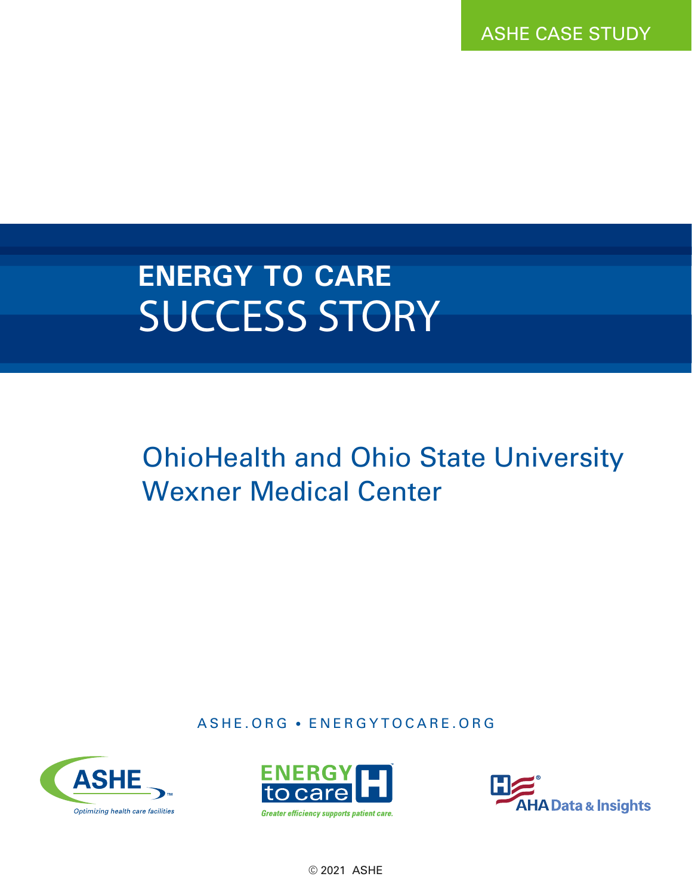ASHE CASE STUDY

# ENERGY TO CARE SUCCESS STORY

## OhioHealth and Ohio State University Wexner Medical Center

ASHE.ORG • ENERGYTOCARE.ORG

ASHE™ Optimizing health care facilities

ENERGY to care™ Greater efficiency supports patient care.

AHA Data & Insights

© 2021 ASHE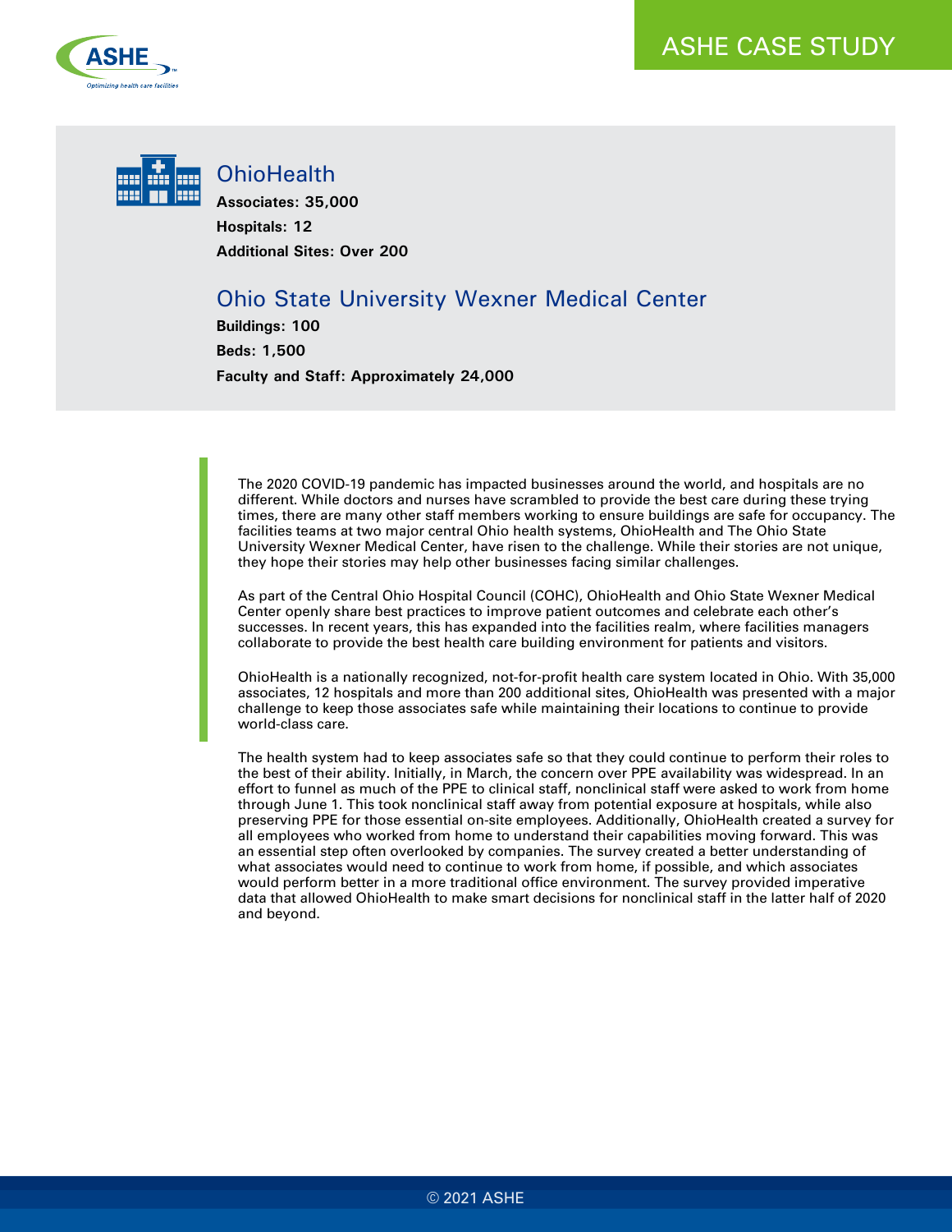# ASHE CASE STUDY

## OhioHealth

**Associates: 35,000**

**Hospitals: 12**

**Additional Sites: Over 200**

## Ohio State University Wexner Medical Center

**Buildings: 100**

**Beds: 1,500**

**Faculty and Staff: Approximately 24,000**

The 2020 COVID-19 pandemic has impacted businesses around the world, and hospitals are no different. While doctors and nurses have scrambled to provide the best care during these trying times, there are many other staff members working to ensure buildings are safe for occupancy. The facilities teams at two major central Ohio health systems, OhioHealth and The Ohio State University Wexner Medical Center, have risen to the challenge. While their stories are not unique, they hope their stories may help other businesses facing similar challenges.

As part of the Central Ohio Hospital Council (COHC), OhioHealth and Ohio State Wexner Medical Center openly share best practices to improve patient outcomes and celebrate each other's successes. In recent years, this has expanded into the facilities realm, where facilities managers collaborate to provide the best health care building environment for patients and visitors.

OhioHealth is a nationally recognized, not-for-profit health care system located in Ohio. With 35,000 associates, 12 hospitals and more than 200 additional sites, OhioHealth was presented with a major challenge to keep those associates safe while maintaining their locations to continue to provide world-class care.

The health system had to keep associates safe so that they could continue to perform their roles to the best of their ability. Initially, in March, the concern over PPE availability was widespread. In an effort to funnel as much of the PPE to clinical staff, nonclinical staff were asked to work from home through June 1. This took nonclinical staff away from potential exposure at hospitals, while also preserving PPE for those essential on-site employees. Additionally, OhioHealth created a survey for all employees who worked from home to understand their capabilities moving forward. This was an essential step often overlooked by companies. The survey created a better understanding of what associates would need to continue to work from home, if possible, and which associates would perform better in a more traditional office environment. The survey provided imperative data that allowed OhioHealth to make smart decisions for nonclinical staff in the latter half of 2020 and beyond.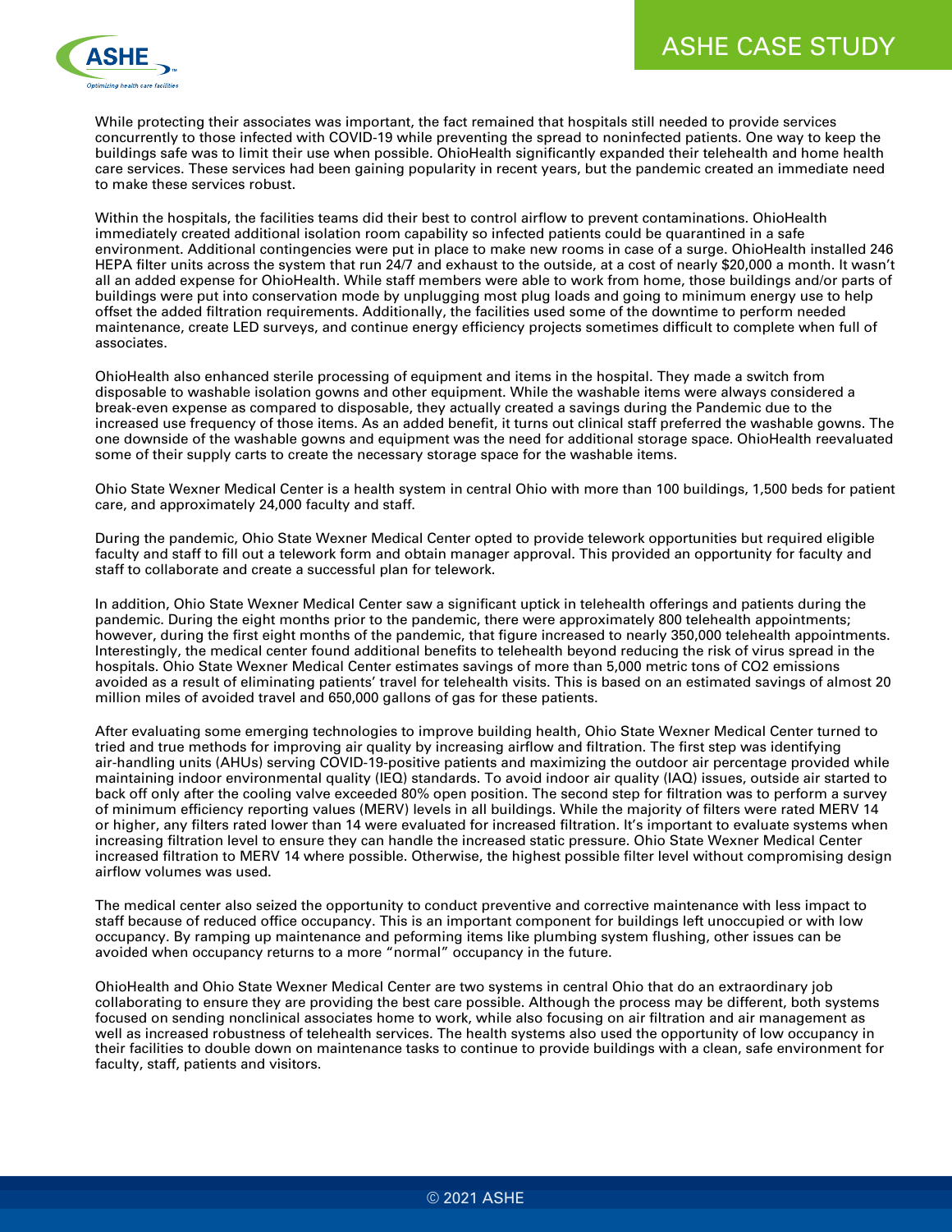While protecting their associates was important, the fact remained that hospitals still needed to provide services concurrently to those infected with COVID-19 while preventing the spread to noninfected patients. One way to keep the buildings safe was to limit their use when possible. OhioHealth significantly expanded their telehealth and home health care services. These services had been gaining popularity in recent years, but the pandemic created an immediate need to make these services robust.

Within the hospitals, the facilities teams did their best to control airflow to prevent contaminations. OhioHealth immediately created additional isolation room capability so infected patients could be quarantined in a safe environment. Additional contingencies were put in place to make new rooms in case of a surge. OhioHealth installed 246 HEPA filter units across the system that run 24/7 and exhaust to the outside, at a cost of nearly $20,000 a month. It wasn't all an added expense for OhioHealth. While staff members were able to work from home, those buildings and/or parts of buildings were put into conservation mode by unplugging most plug loads and going to minimum energy use to help offset the added filtration requirements. Additionally, the facilities used some of the downtime to perform needed maintenance, create LED surveys, and continue energy efficiency projects sometimes difficult to complete when full of associates.

OhioHealth also enhanced sterile processing of equipment and items in the hospital. They made a switch from disposable to washable isolation gowns and other equipment. While the washable items were always considered a break-even expense as compared to disposable, they actually created a savings during the Pandemic due to the increased use frequency of those items. As an added benefit, it turns out clinical staff preferred the washable gowns. The one downside of the washable gowns and equipment was the need for additional storage space. OhioHealth reevaluated some of their supply carts to create the necessary storage space for the washable items.

Ohio State Wexner Medical Center is a health system in central Ohio with more than 100 buildings, 1,500 beds for patient care, and approximately 24,000 faculty and staff.

During the pandemic, Ohio State Wexner Medical Center opted to provide telework opportunities but required eligible faculty and staff to fill out a telework form and obtain manager approval. This provided an opportunity for faculty and staff to collaborate and create a successful plan for telework.

In addition, Ohio State Wexner Medical Center saw a significant uptick in telehealth offerings and patients during the pandemic. During the eight months prior to the pandemic, there were approximately 800 telehealth appointments; however, during the first eight months of the pandemic, that figure increased to nearly 350,000 telehealth appointments. Interestingly, the medical center found additional benefits to telehealth beyond reducing the risk of virus spread in the hospitals. Ohio State Wexner Medical Center estimates savings of more than 5,000 metric tons of $CO_2$ emissions avoided as a result of eliminating patients' travel for telehealth visits. This is based on an estimated savings of almost 20 million miles of avoided travel and 650,000 gallons of gas for these patients.

After evaluating some emerging technologies to improve building health, Ohio State Wexner Medical Center turned to tried and true methods for improving air quality by increasing airflow and filtration. The first step was identifying air-handling units (AHUs) serving COVID-19-positive patients and maximizing the outdoor air percentage provided while maintaining indoor environmental quality (IEQ) standards. To avoid indoor air quality (IAQ) issues, outside air started to back off only after the cooling valve exceeded 80% open position. The second step for filtration was to perform a survey of minimum efficiency reporting values (MERV) levels in all buildings. While the majority of filters were rated MERV 14 or higher, any filters rated lower than 14 were evaluated for increased filtration. It's important to evaluate systems when increasing filtration level to ensure they can handle the increased static pressure. Ohio State Wexner Medical Center increased filtration to MERV 14 where possible. Otherwise, the highest possible filter level without compromising design airflow volumes was used.

The medical center also seized the opportunity to conduct preventive and corrective maintenance with less impact to staff because of reduced office occupancy. This is an important component for buildings left unoccupied or with low occupancy. By ramping up maintenance and peforming items like plumbing system flushing, other issues can be avoided when occupancy returns to a more "normal" occupancy in the future.

OhioHealth and Ohio State Wexner Medical Center are two systems in central Ohio that do an extraordinary job collaborating to ensure they are providing the best care possible. Although the process may be different, both systems focused on sending nonclinical associates home to work, while also focusing on air filtration and air management as well as increased robustness of telehealth services. The health systems also used the opportunity of low occupancy in their facilities to double down on maintenance tasks to continue to provide buildings with a clean, safe environment for faculty, staff, patients and visitors.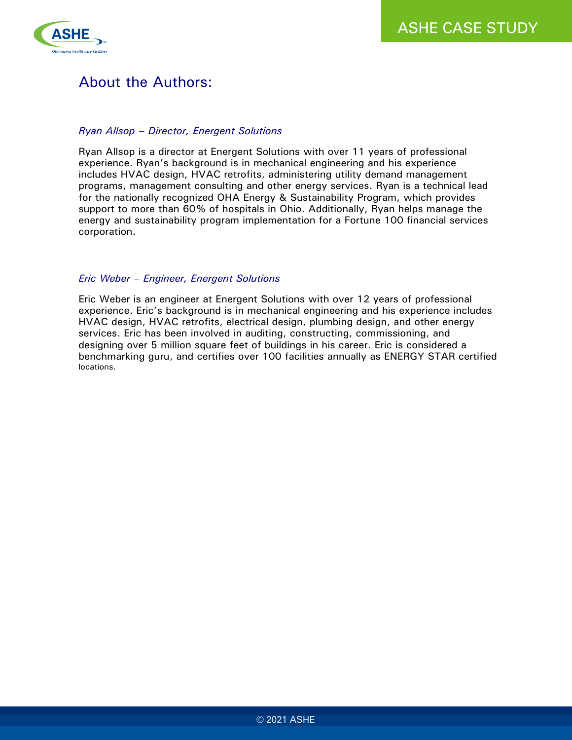## About the Authors:

*Ryan Allsop – Director, Energent Solutions*

Ryan Allsop is a director at Energent Solutions with over 11 years of professional experience. Ryan's background is in mechanical engineering and his experience includes HVAC design, HVAC retrofits, administering utility demand management programs, management consulting and other energy services. Ryan is a technical lead for the nationally recognized OHA Energy & Sustainability Program, which provides support to more than 60% of hospitals in Ohio. Additionally, Ryan helps manage the energy and sustainability program implementation for a Fortune 100 financial services corporation.

*Eric Weber – Engineer, Energent Solutions*

Eric Weber is an engineer at Energent Solutions with over 12 years of professional experience. Eric's background is in mechanical engineering and his experience includes HVAC design, HVAC retrofits, electrical design, plumbing design, and other energy services. Eric has been involved in auditing, constructing, commissioning, and designing over 5 million square feet of buildings in his career. Eric is considered a benchmarking guru, and certifies over 100 facilities annually as ENERGY STAR certified locations.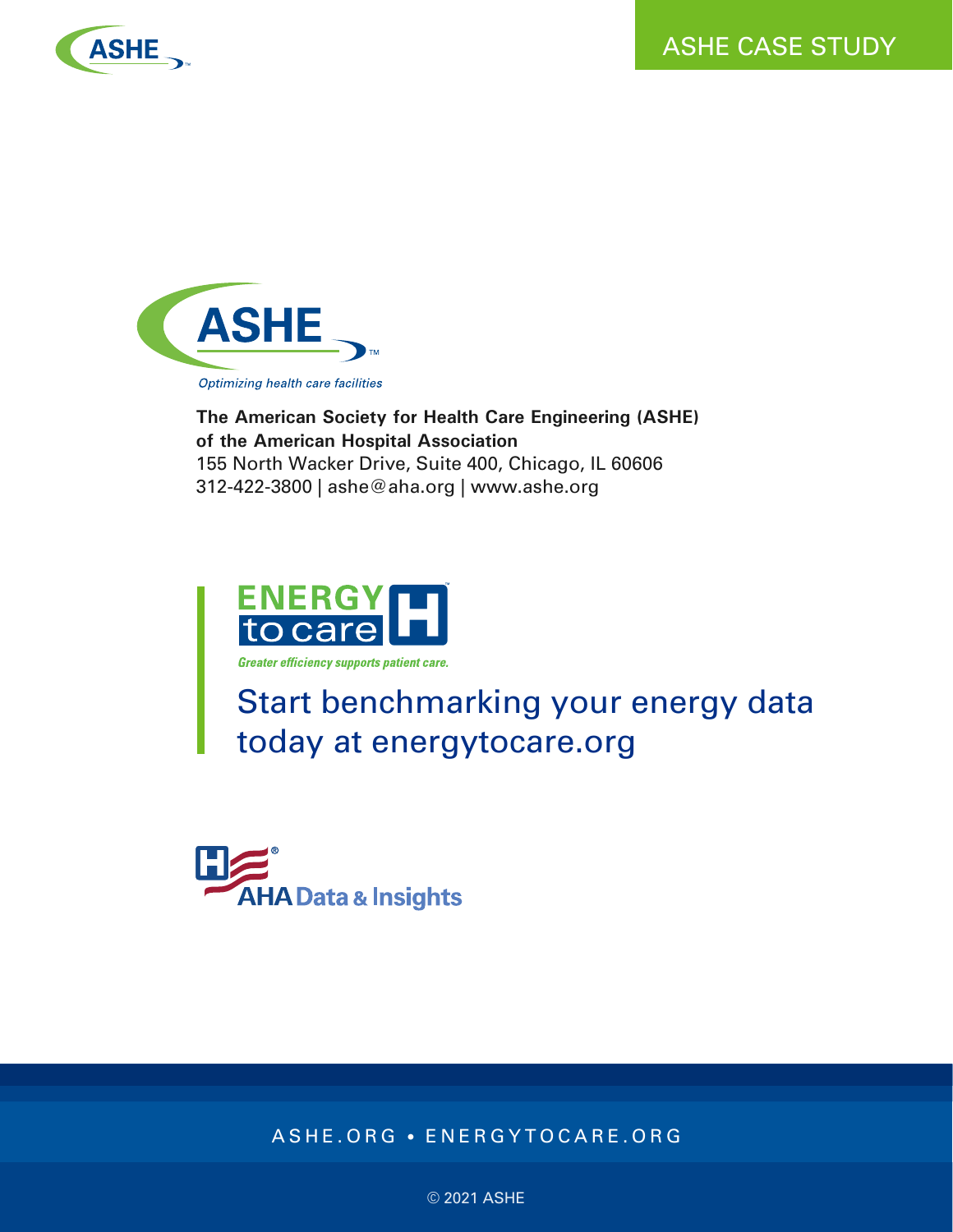ASHE CASE STUDY

ASHE

*Optimizing health care facilities*

**The American Society for Health Care Engineering (ASHE) of the American Hospital Association**
155 North Wacker Drive, Suite 400, Chicago, IL 60606
312-422-3800 | ashe@aha.org | www.ashe.org

ENERGY to care

*Greater efficiency supports patient care.*

Start benchmarking your energy data today at energytocare.org

AHA Data & Insights

ASHE.ORG • ENERGYTOCARE.ORG

© 2021 ASHE